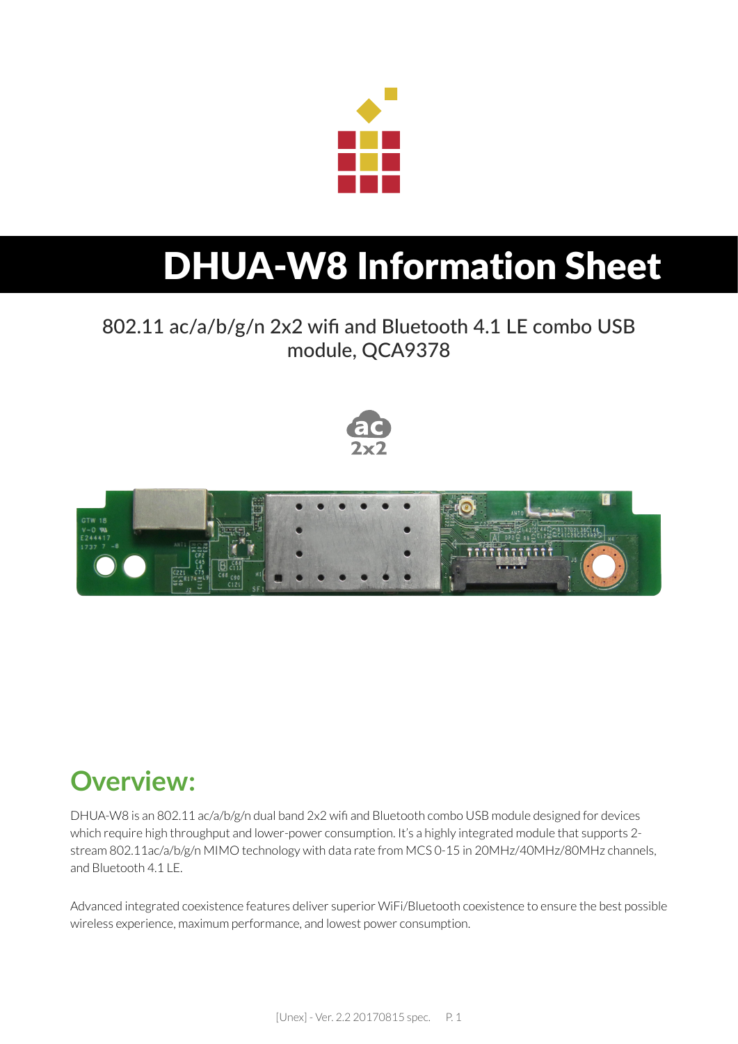# DHUA-W8 Information Sheet

802.11 ac/a/b/g/n 2x2 wifi and Bluetooth 4.1 LE combo USB module, QCA9378

## Overview:

DHUA-W8 is an 802.11 ac/a/b/g/n dual band 2x2 wifi and Bluetooth combo USB module designed for devices which require high throughput and lower-power consumption. It's a highly integrated module that supports 2-stream 802.11ac/a/b/g/n MIMO technology with data rate from MCS 0-15 in 20MHz/40MHz/80MHz channels, and Bluetooth 4.1 LE.

Advanced integrated coexistence features deliver superior WiFi/Bluetooth coexistence to ensure the best possible wireless experience, maximum performance, and lowest power consumption.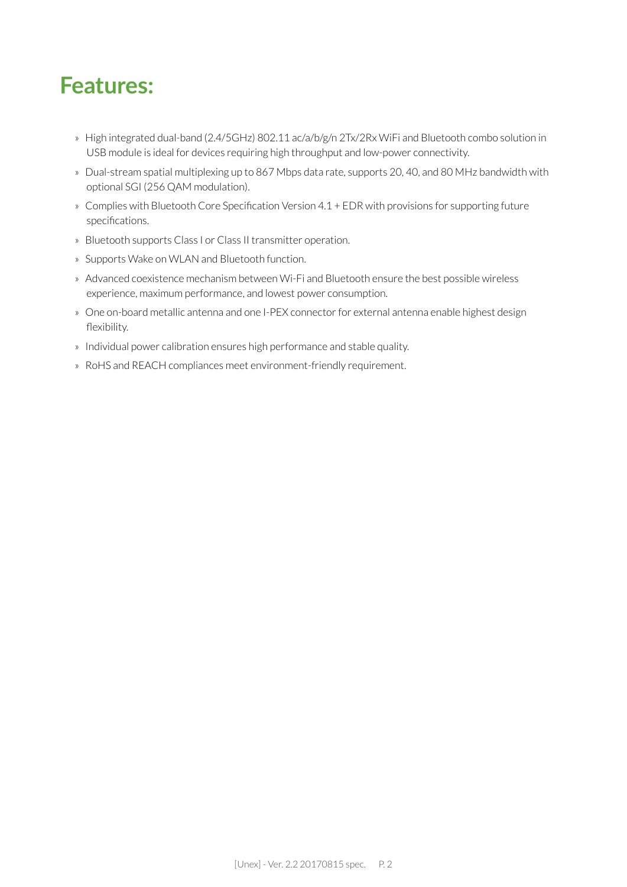# Features:

- High integrated dual-band (2.4/5GHz) 802.11 ac/a/b/g/n 2Tx/2Rx WiFi and Bluetooth combo solution in USB module is ideal for devices requiring high throughput and low-power connectivity.
- Dual-stream spatial multiplexing up to 867 Mbps data rate, supports 20, 40, and 80 MHz bandwidth with optional SGI (256 QAM modulation).
- Complies with Bluetooth Core Specification Version 4.1 + EDR with provisions for supporting future specifications.
- Bluetooth supports Class I or Class II transmitter operation.
- Supports Wake on WLAN and Bluetooth function.
- Advanced coexistence mechanism between Wi-Fi and Bluetooth ensure the best possible wireless experience, maximum performance, and lowest power consumption.
- One on-board metallic antenna and one I-PEX connector for external antenna enable highest design flexibility.
- Individual power calibration ensures high performance and stable quality.
- RoHS and REACH compliances meet environment-friendly requirement.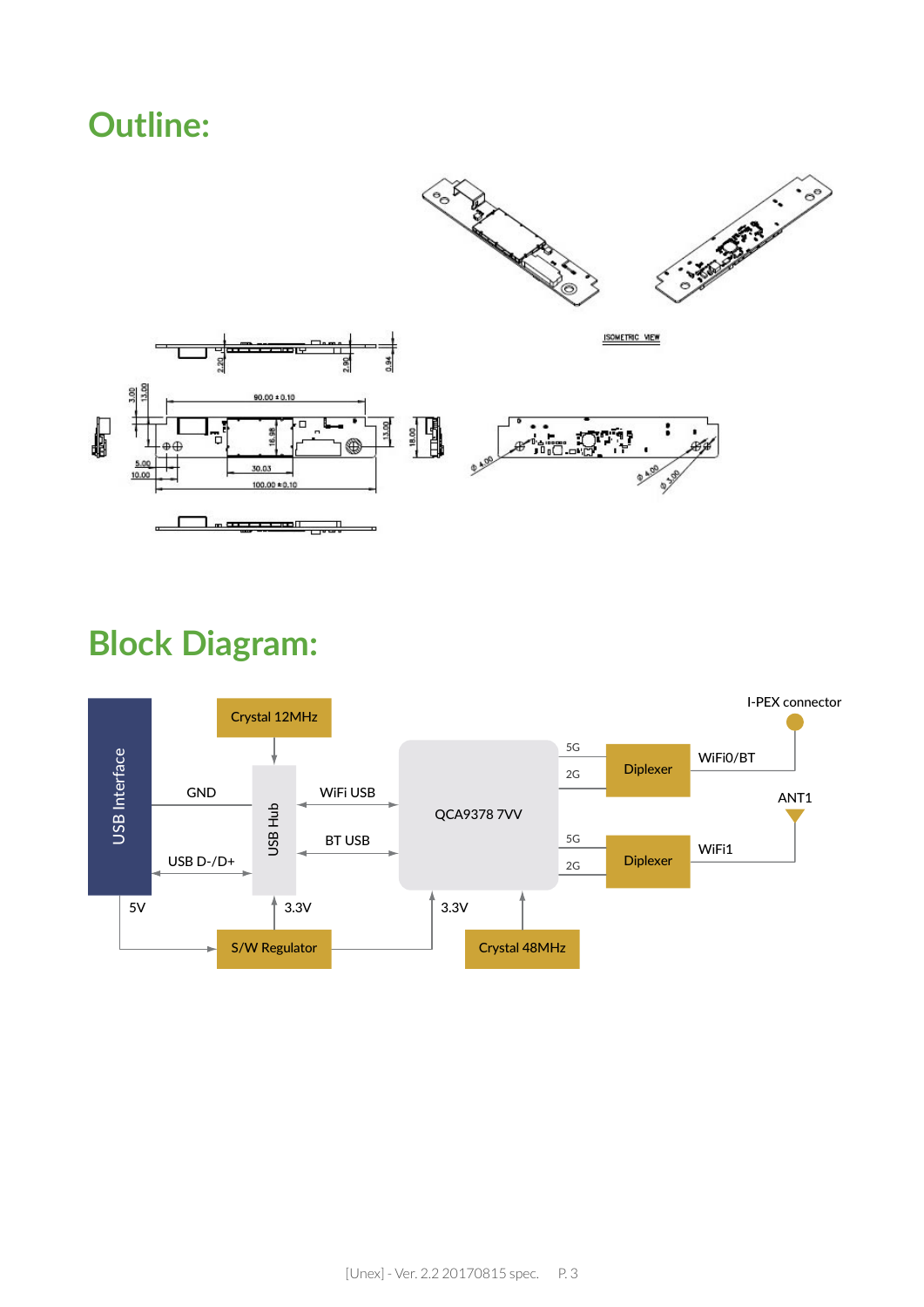# Outline:

# Block Diagram: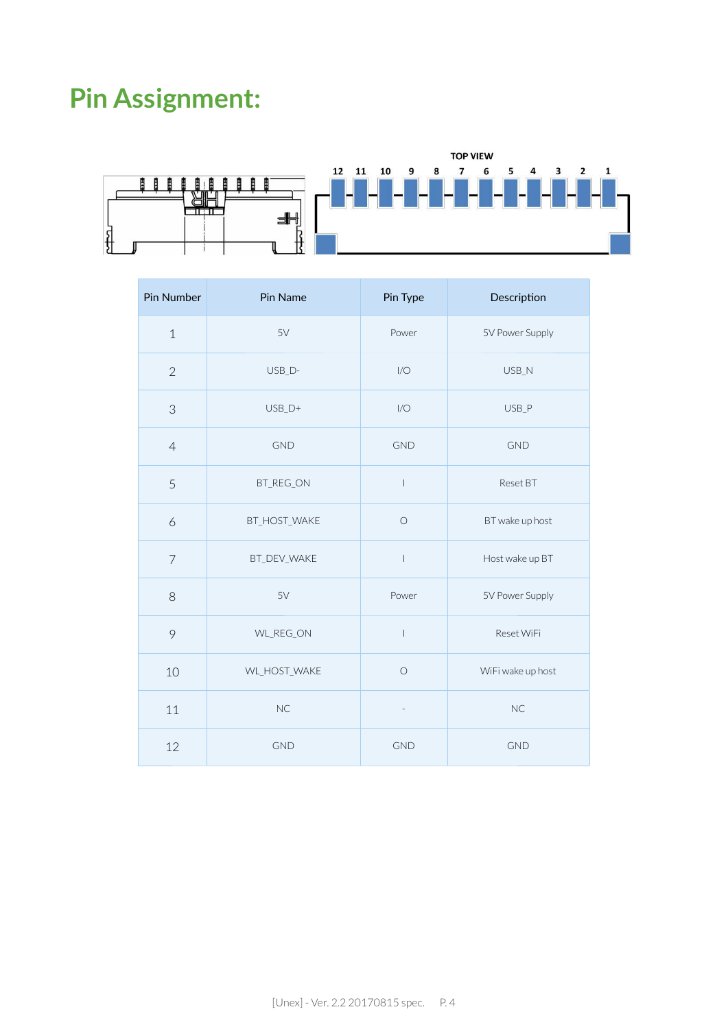# Pin Assignment:

TOP VIEW

12 11 10 9 8 7 6 5 4 3 2 1

| Pin Number | Pin Name | Pin Type | Description |
|---|---|---|---|
| 1 | 5V | Power | 5V Power Supply |
| 2 | USB_D- | I/O | USB_N |
| 3 | USB_D+ | I/O | USB_P |
| 4 | GND | GND | GND |
| 5 | BT_REG_ON | I | Reset BT |
| 6 | BT_HOST_WAKE | O | BT wake up host |
| 7 | BT_DEV_WAKE | I | Host wake up BT |
| 8 | 5V | Power | 5V Power Supply |
| 9 | WL_REG_ON | I | Reset WiFi |
| 10 | WL_HOST_WAKE | O | WiFi wake up host |
| 11 | NC | - | NC |
| 12 | GND | GND | GND |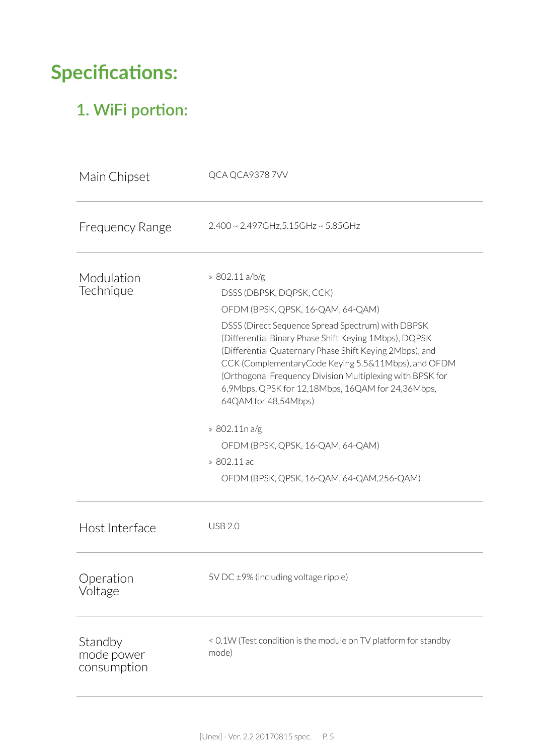# Specifications:

## 1. WiFi portion:

| | |
|---|---|
| Main Chipset | QCA QCA9378 7VV |
| Frequency Range | 2.400 ~ 2.497GHz,5.15GHz ~ 5.85GHz |
| Modulation Technique | » 802.11 a/b/g<br>DSSS (DBPSK, DQPSK, CCK)<br>OFDM (BPSK, QPSK, 16-QAM, 64-QAM)<br>DSSS (Direct Sequence Spread Spectrum) with DBPSK (Differential Binary Phase Shift Keying 1Mbps), DQPSK (Differential Quaternary Phase Shift Keying 2Mbps), and CCK (ComplementaryCode Keying 5.5&11Mbps), and OFDM (Orthogonal Frequency Division Multiplexing with BPSK for 6,9Mbps, QPSK for 12,18Mbps, 16QAM for 24,36Mbps, 64QAM for 48,54Mbps)<br><br>» 802.11n a/g<br>OFDM (BPSK, QPSK, 16-QAM, 64-QAM)<br>» 802.11 ac<br>OFDM (BPSK, QPSK, 16-QAM, 64-QAM,256-QAM) |
| Host Interface | USB 2.0 |
| Operation Voltage | 5V DC ±9% (including voltage ripple) |
| Standby mode power consumption | < 0.1W (Test condition is the module on TV platform for standby mode) |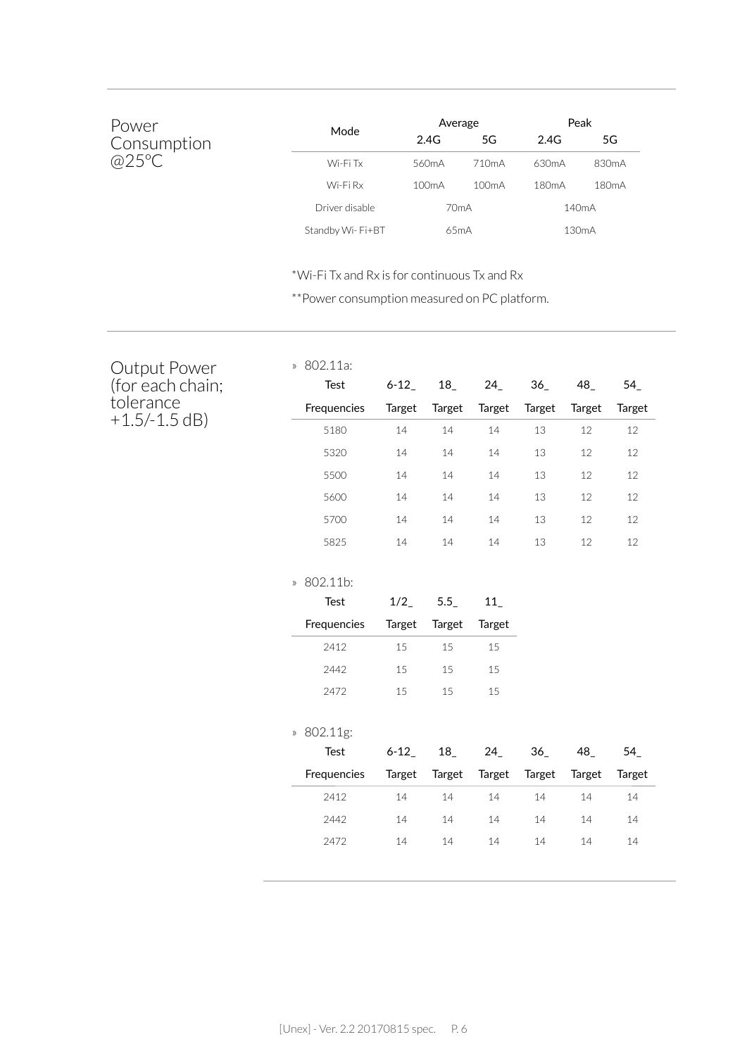## Power Consumption @25°C

| Mode | Average | | Peak | |
|---|---|---|---|---|
| | 2.4G | 5G | 2.4G | 5G |
| Wi-Fi Tx | 560mA | 710mA | 630mA | 830mA |
| Wi-Fi Rx | 100mA | 100mA | 180mA | 180mA |
| Driver disable | 70mA | | 140mA | |
| Standby Wi- Fi+BT | 65mA | | 130mA | |

*Wi-Fi Tx and Rx is for continuous Tx and Rx

**Power consumption measured on PC platform.

## Output Power (for each chain; tolerance +1.5/-1.5 dB)

» 802.11a:

| Test Frequencies | 6-12_ Target | 18_ Target | 24_ Target | 36_ Target | 48_ Target | 54_ Target |
|---|---|---|---|---|---|---|
| 5180 | 14 | 14 | 14 | 13 | 12 | 12 |
| 5320 | 14 | 14 | 14 | 13 | 12 | 12 |
| 5500 | 14 | 14 | 14 | 13 | 12 | 12 |
| 5600 | 14 | 14 | 14 | 13 | 12 | 12 |
| 5700 | 14 | 14 | 14 | 13 | 12 | 12 |
| 5825 | 14 | 14 | 14 | 13 | 12 | 12 |

» 802.11b:

| Test Frequencies | 1/2_ Target | 5.5_ Target | 11_ Target |
|---|---|---|---|
| 2412 | 15 | 15 | 15 |
| 2442 | 15 | 15 | 15 |
| 2472 | 15 | 15 | 15 |

» 802.11g:

| Test Frequencies | 6-12_ Target | 18_ Target | 24_ Target | 36_ Target | 48_ Target | 54_ Target |
|---|---|---|---|---|---|---|
| 2412 | 14 | 14 | 14 | 14 | 14 | 14 |
| 2442 | 14 | 14 | 14 | 14 | 14 | 14 |
| 2472 | 14 | 14 | 14 | 14 | 14 | 14 |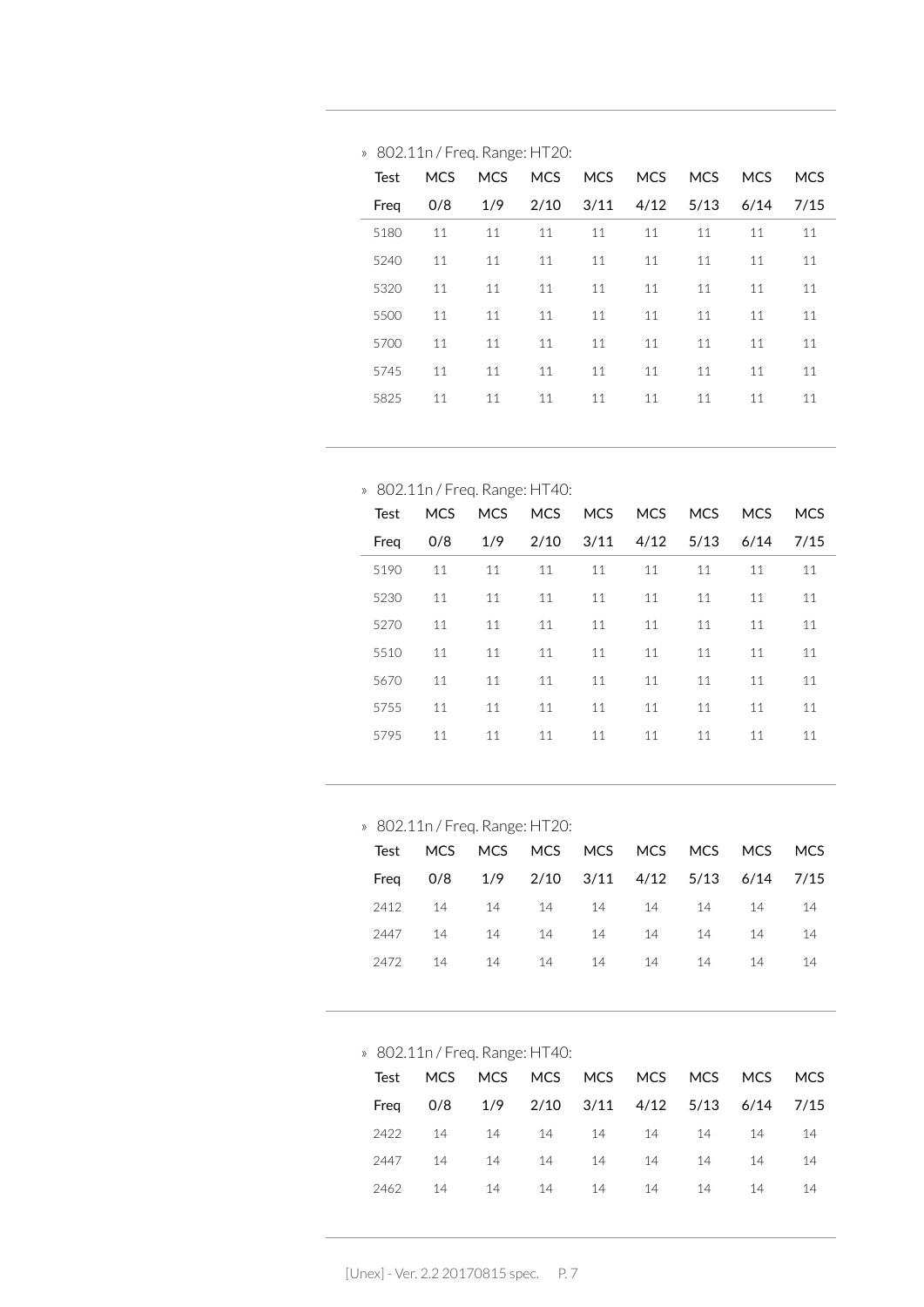» 802.11n / Freq. Range: HT20:

| Test Freq | MCS 0/8 | MCS 1/9 | MCS 2/10 | MCS 3/11 | MCS 4/12 | MCS 5/13 | MCS 6/14 | MCS 7/15 |
|---|---|---|---|---|---|---|---|---|
| 5180 | 11 | 11 | 11 | 11 | 11 | 11 | 11 | 11 |
| 5240 | 11 | 11 | 11 | 11 | 11 | 11 | 11 | 11 |
| 5320 | 11 | 11 | 11 | 11 | 11 | 11 | 11 | 11 |
| 5500 | 11 | 11 | 11 | 11 | 11 | 11 | 11 | 11 |
| 5700 | 11 | 11 | 11 | 11 | 11 | 11 | 11 | 11 |
| 5745 | 11 | 11 | 11 | 11 | 11 | 11 | 11 | 11 |
| 5825 | 11 | 11 | 11 | 11 | 11 | 11 | 11 | 11 |

» 802.11n / Freq. Range: HT40:

| Test Freq | MCS 0/8 | MCS 1/9 | MCS 2/10 | MCS 3/11 | MCS 4/12 | MCS 5/13 | MCS 6/14 | MCS 7/15 |
|---|---|---|---|---|---|---|---|---|
| 5190 | 11 | 11 | 11 | 11 | 11 | 11 | 11 | 11 |
| 5230 | 11 | 11 | 11 | 11 | 11 | 11 | 11 | 11 |
| 5270 | 11 | 11 | 11 | 11 | 11 | 11 | 11 | 11 |
| 5510 | 11 | 11 | 11 | 11 | 11 | 11 | 11 | 11 |
| 5670 | 11 | 11 | 11 | 11 | 11 | 11 | 11 | 11 |
| 5755 | 11 | 11 | 11 | 11 | 11 | 11 | 11 | 11 |
| 5795 | 11 | 11 | 11 | 11 | 11 | 11 | 11 | 11 |

» 802.11n / Freq. Range: HT20:

| Test Freq | MCS 0/8 | MCS 1/9 | MCS 2/10 | MCS 3/11 | MCS 4/12 | MCS 5/13 | MCS 6/14 | MCS 7/15 |
|---|---|---|---|---|---|---|---|---|
| 2412 | 14 | 14 | 14 | 14 | 14 | 14 | 14 | 14 |
| 2447 | 14 | 14 | 14 | 14 | 14 | 14 | 14 | 14 |
| 2472 | 14 | 14 | 14 | 14 | 14 | 14 | 14 | 14 |

» 802.11n / Freq. Range: HT40:

| Test Freq | MCS 0/8 | MCS 1/9 | MCS 2/10 | MCS 3/11 | MCS 4/12 | MCS 5/13 | MCS 6/14 | MCS 7/15 |
|---|---|---|---|---|---|---|---|---|
| 2422 | 14 | 14 | 14 | 14 | 14 | 14 | 14 | 14 |
| 2447 | 14 | 14 | 14 | 14 | 14 | 14 | 14 | 14 |
| 2462 | 14 | 14 | 14 | 14 | 14 | 14 | 14 | 14 |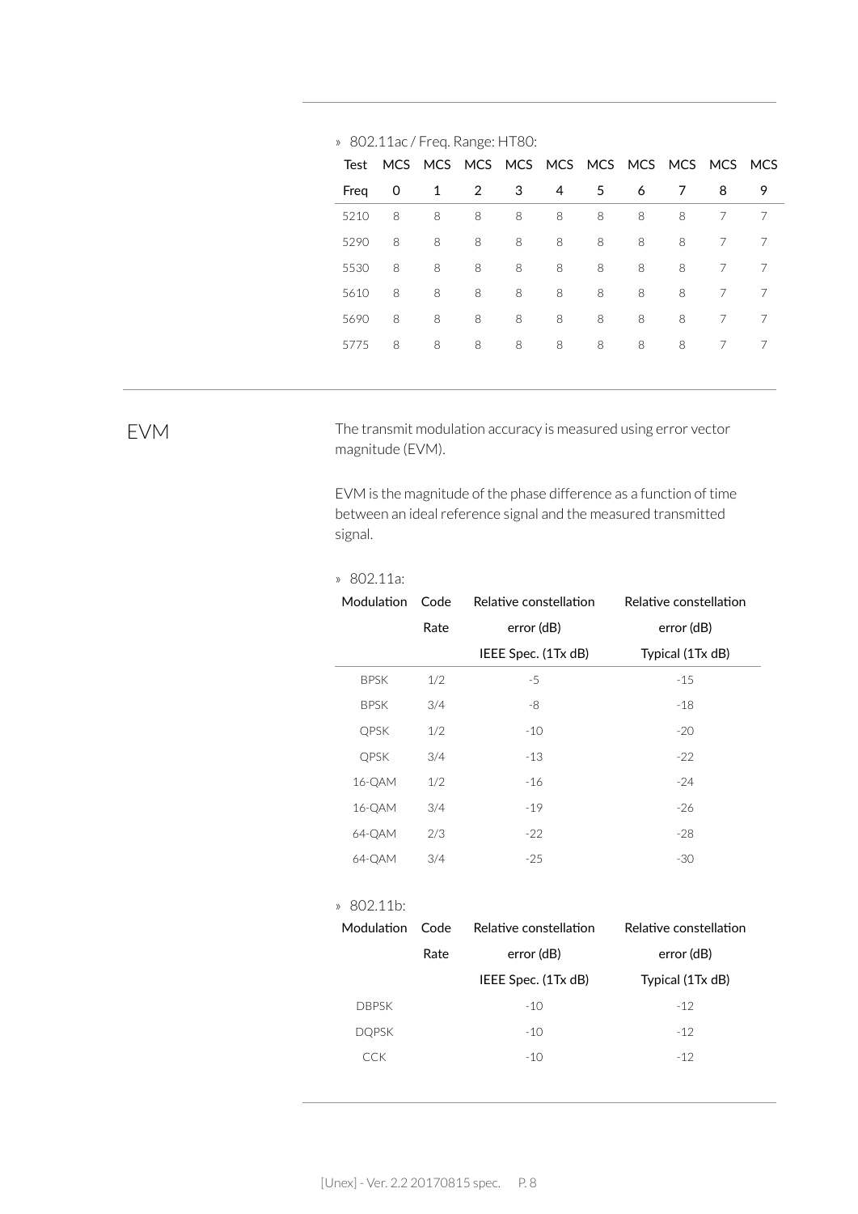» 802.11ac / Freq. Range: HT80:

| Test Freq | MCS 0 | MCS 1 | MCS 2 | MCS 3 | MCS 4 | MCS 5 | MCS 6 | MCS 7 | MCS 8 | MCS 9 |
|---|---|---|---|---|---|---|---|---|---|---|
| 5210 | 8 | 8 | 8 | 8 | 8 | 8 | 8 | 8 | 7 | 7 |
| 5290 | 8 | 8 | 8 | 8 | 8 | 8 | 8 | 8 | 7 | 7 |
| 5530 | 8 | 8 | 8 | 8 | 8 | 8 | 8 | 8 | 7 | 7 |
| 5610 | 8 | 8 | 8 | 8 | 8 | 8 | 8 | 8 | 7 | 7 |
| 5690 | 8 | 8 | 8 | 8 | 8 | 8 | 8 | 8 | 7 | 7 |
| 5775 | 8 | 8 | 8 | 8 | 8 | 8 | 8 | 8 | 7 | 7 |

## EVM

The transmit modulation accuracy is measured using error vector magnitude (EVM).

EVM is the magnitude of the phase difference as a function of time between an ideal reference signal and the measured transmitted signal.

» 802.11a:

| Modulation | Code Rate | Relative constellation error (dB) IEEE Spec. (1Tx dB) | Relative constellation error (dB) Typical (1Tx dB) |
|---|---|---|---|
| BPSK | 1/2 | -5 | -15 |
| BPSK | 3/4 | -8 | -18 |
| QPSK | 1/2 | -10 | -20 |
| QPSK | 3/4 | -13 | -22 |
| 16-QAM | 1/2 | -16 | -24 |
| 16-QAM | 3/4 | -19 | -26 |
| 64-QAM | 2/3 | -22 | -28 |
| 64-QAM | 3/4 | -25 | -30 |

» 802.11b:

| Modulation | Code Rate | Relative constellation error (dB) IEEE Spec. (1Tx dB) | Relative constellation error (dB) Typical (1Tx dB) |
|---|---|---|---|
| DBPSK | | -10 | -12 |
| DQPSK | | -10 | -12 |
| CCK | | -10 | -12 |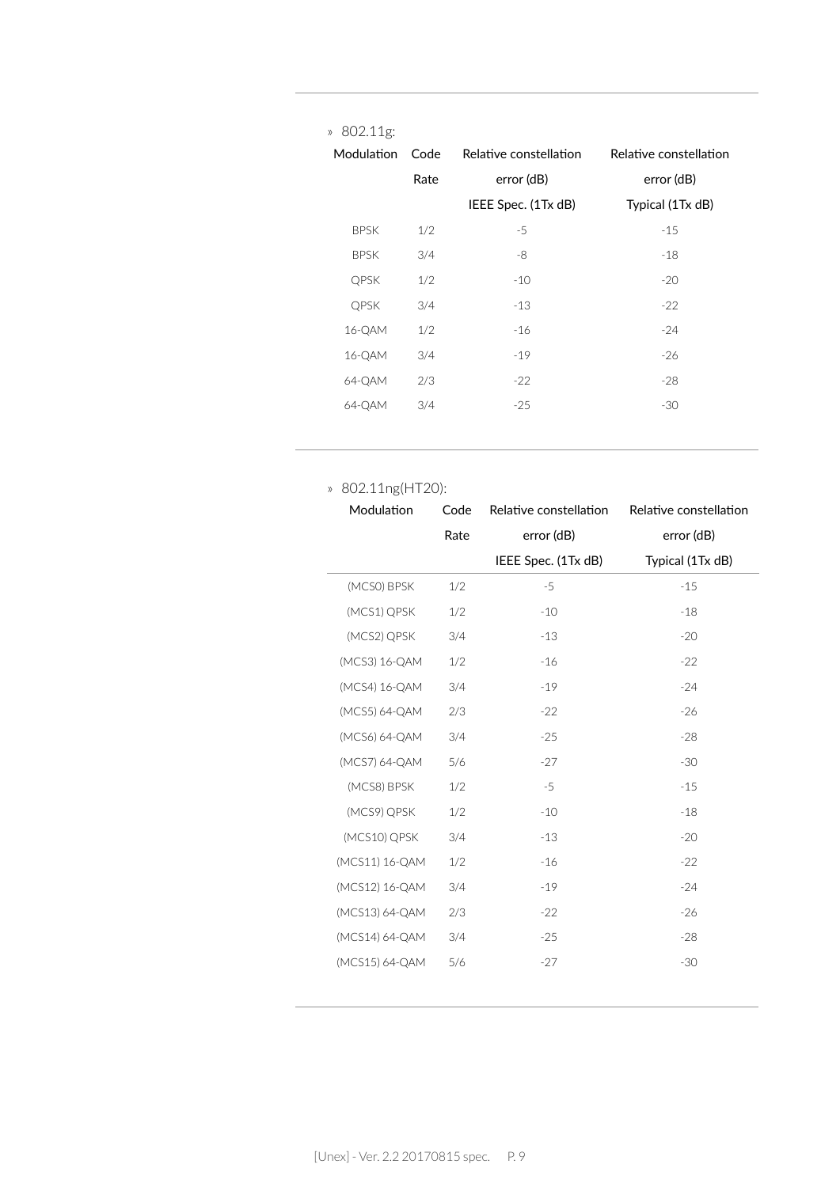» 802.11g:

| Modulation | Code Rate | Relative constellation error (dB) IEEE Spec. (1Tx dB) | Relative constellation error (dB) Typical (1Tx dB) |
|---|---|---|---|
| BPSK | 1/2 | -5 | -15 |
| BPSK | 3/4 | -8 | -18 |
| QPSK | 1/2 | -10 | -20 |
| QPSK | 3/4 | -13 | -22 |
| 16-QAM | 1/2 | -16 | -24 |
| 16-QAM | 3/4 | -19 | -26 |
| 64-QAM | 2/3 | -22 | -28 |
| 64-QAM | 3/4 | -25 | -30 |

» 802.11ng(HT20):

| Modulation | Code Rate | Relative constellation error (dB) IEEE Spec. (1Tx dB) | Relative constellation error (dB) Typical (1Tx dB) |
|---|---|---|---|
| (MCS0) BPSK | 1/2 | -5 | -15 |
| (MCS1) QPSK | 1/2 | -10 | -18 |
| (MCS2) QPSK | 3/4 | -13 | -20 |
| (MCS3) 16-QAM | 1/2 | -16 | -22 |
| (MCS4) 16-QAM | 3/4 | -19 | -24 |
| (MCS5) 64-QAM | 2/3 | -22 | -26 |
| (MCS6) 64-QAM | 3/4 | -25 | -28 |
| (MCS7) 64-QAM | 5/6 | -27 | -30 |
| (MCS8) BPSK | 1/2 | -5 | -15 |
| (MCS9) QPSK | 1/2 | -10 | -18 |
| (MCS10) QPSK | 3/4 | -13 | -20 |
| (MCS11) 16-QAM | 1/2 | -16 | -22 |
| (MCS12) 16-QAM | 3/4 | -19 | -24 |
| (MCS13) 64-QAM | 2/3 | -22 | -26 |
| (MCS14) 64-QAM | 3/4 | -25 | -28 |
| (MCS15) 64-QAM | 5/6 | -27 | -30 |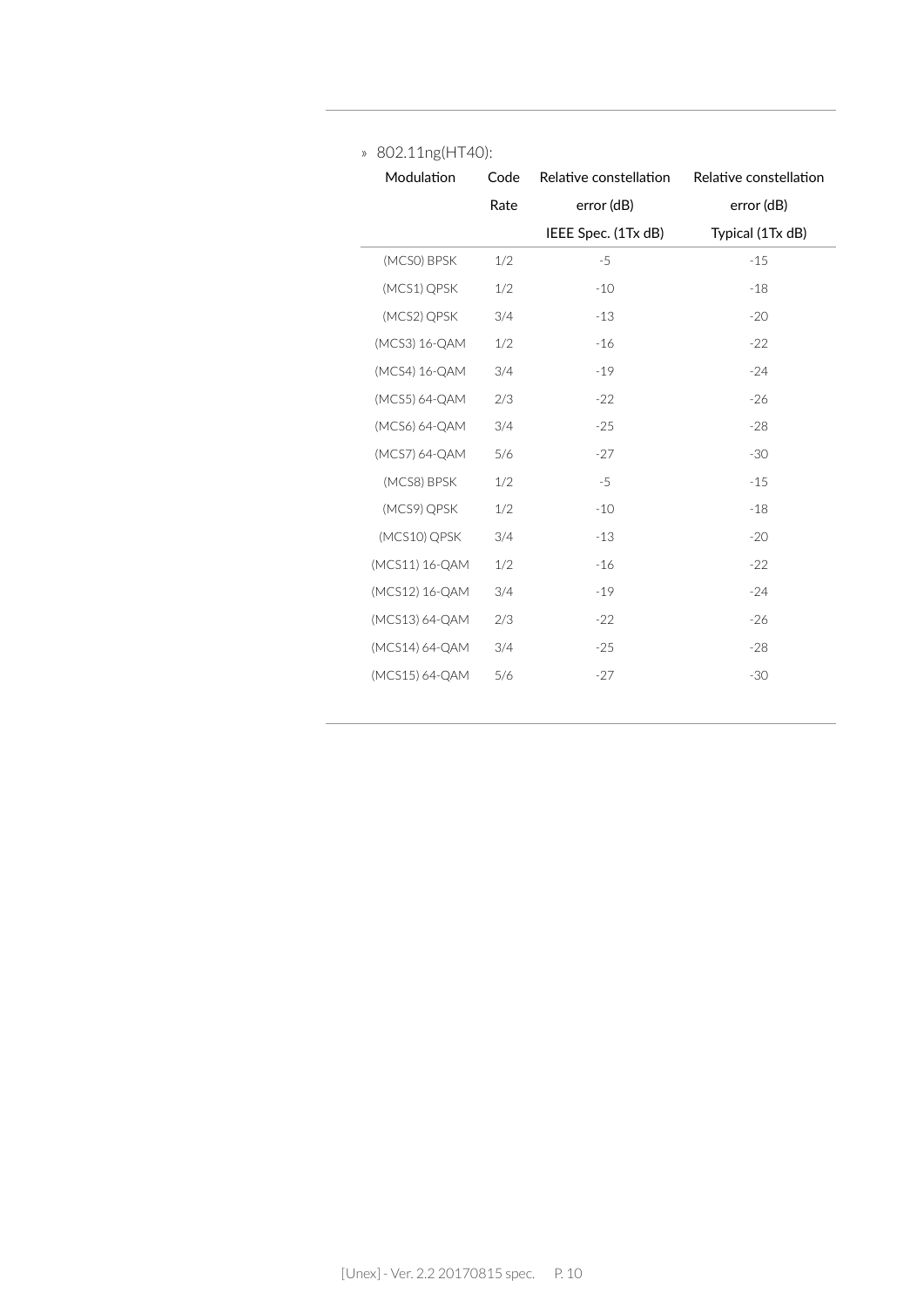» 802.11ng(HT40):

| Modulation | Code Rate | Relative constellation error (dB) IEEE Spec. (1Tx dB) | Relative constellation error (dB) Typical (1Tx dB) |
|---|---|---|---|
| (MCS0) BPSK | 1/2 | -5 | -15 |
| (MCS1) QPSK | 1/2 | -10 | -18 |
| (MCS2) QPSK | 3/4 | -13 | -20 |
| (MCS3) 16-QAM | 1/2 | -16 | -22 |
| (MCS4) 16-QAM | 3/4 | -19 | -24 |
| (MCS5) 64-QAM | 2/3 | -22 | -26 |
| (MCS6) 64-QAM | 3/4 | -25 | -28 |
| (MCS7) 64-QAM | 5/6 | -27 | -30 |
| (MCS8) BPSK | 1/2 | -5 | -15 |
| (MCS9) QPSK | 1/2 | -10 | -18 |
| (MCS10) QPSK | 3/4 | -13 | -20 |
| (MCS11) 16-QAM | 1/2 | -16 | -22 |
| (MCS12) 16-QAM | 3/4 | -19 | -24 |
| (MCS13) 64-QAM | 2/3 | -22 | -26 |
| (MCS14) 64-QAM | 3/4 | -25 | -28 |
| (MCS15) 64-QAM | 5/6 | -27 | -30 |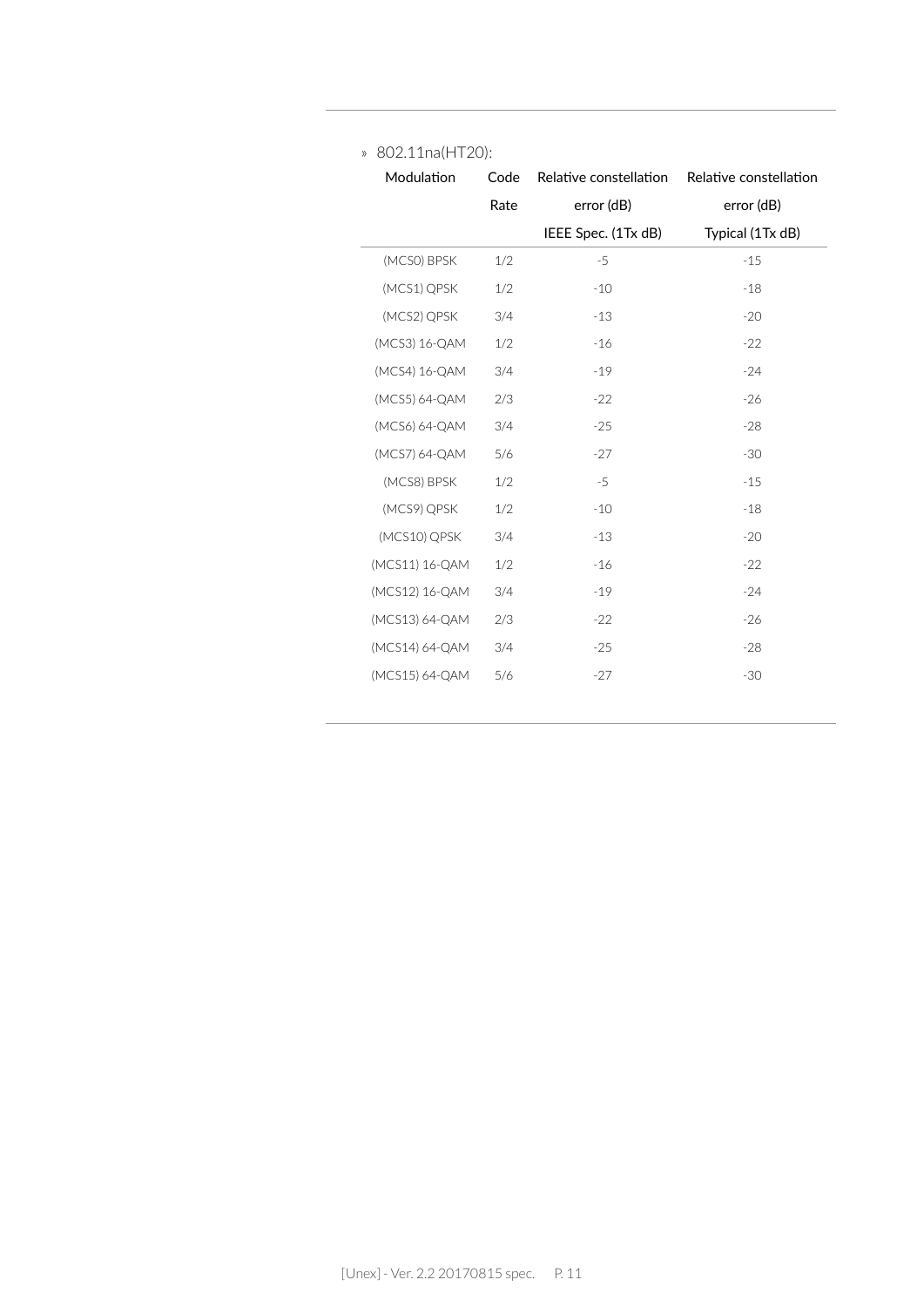» 802.11na(HT20):

| Modulation | Code Rate | Relative constellation error (dB) IEEE Spec. (1Tx dB) | Relative constellation error (dB) Typical (1Tx dB) |
|---|---|---|---|
| (MCS0) BPSK | 1/2 | -5 | -15 |
| (MCS1) QPSK | 1/2 | -10 | -18 |
| (MCS2) QPSK | 3/4 | -13 | -20 |
| (MCS3) 16-QAM | 1/2 | -16 | -22 |
| (MCS4) 16-QAM | 3/4 | -19 | -24 |
| (MCS5) 64-QAM | 2/3 | -22 | -26 |
| (MCS6) 64-QAM | 3/4 | -25 | -28 |
| (MCS7) 64-QAM | 5/6 | -27 | -30 |
| (MCS8) BPSK | 1/2 | -5 | -15 |
| (MCS9) QPSK | 1/2 | -10 | -18 |
| (MCS10) QPSK | 3/4 | -13 | -20 |
| (MCS11) 16-QAM | 1/2 | -16 | -22 |
| (MCS12) 16-QAM | 3/4 | -19 | -24 |
| (MCS13) 64-QAM | 2/3 | -22 | -26 |
| (MCS14) 64-QAM | 3/4 | -25 | -28 |
| (MCS15) 64-QAM | 5/6 | -27 | -30 |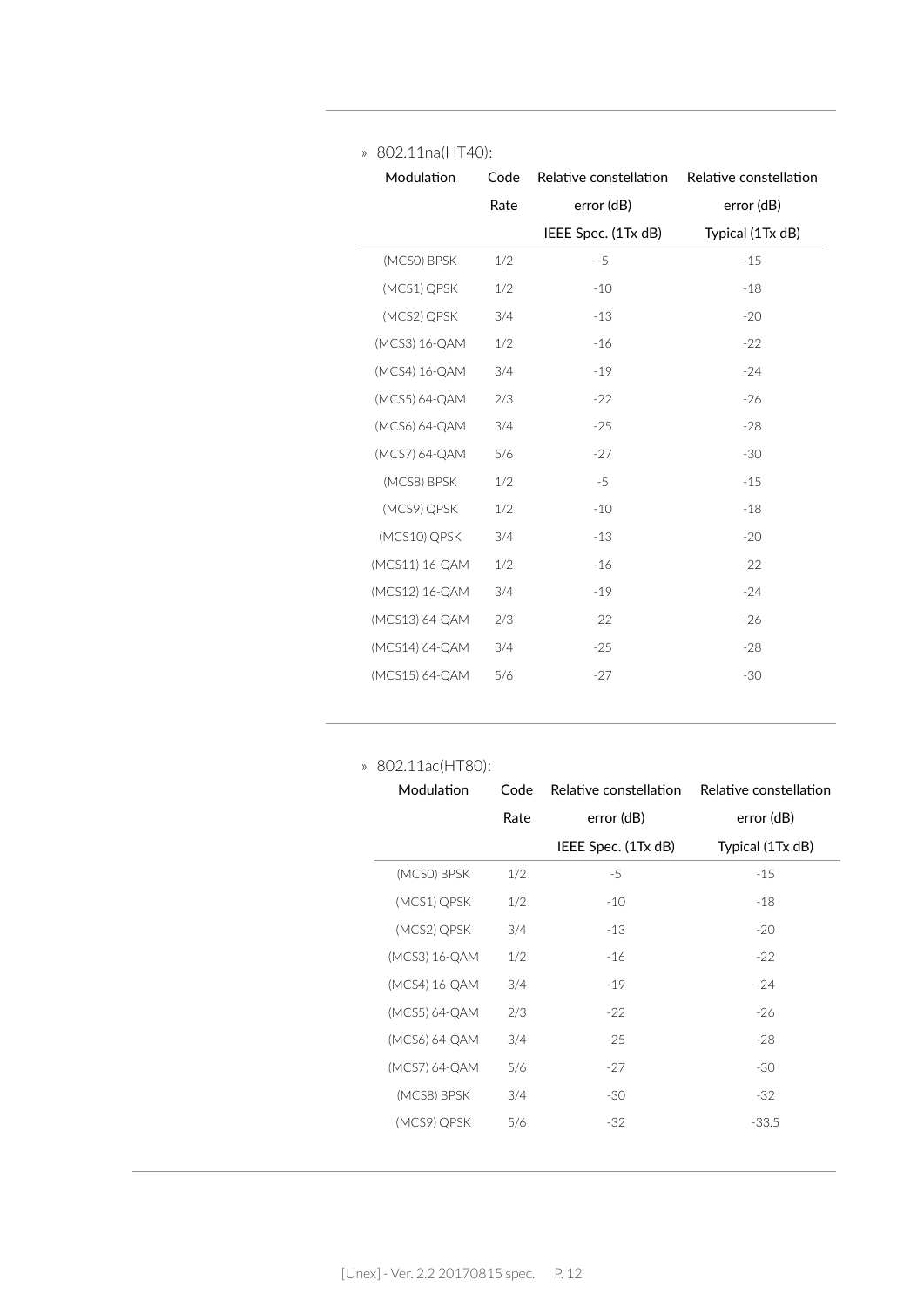» 802.11na(HT40):

| Modulation | Code Rate | Relative constellation error (dB) IEEE Spec. (1Tx dB) | Relative constellation error (dB) Typical (1Tx dB) |
|---|---|---|---|
| (MCS0) BPSK | 1/2 | -5 | -15 |
| (MCS1) QPSK | 1/2 | -10 | -18 |
| (MCS2) QPSK | 3/4 | -13 | -20 |
| (MCS3) 16-QAM | 1/2 | -16 | -22 |
| (MCS4) 16-QAM | 3/4 | -19 | -24 |
| (MCS5) 64-QAM | 2/3 | -22 | -26 |
| (MCS6) 64-QAM | 3/4 | -25 | -28 |
| (MCS7) 64-QAM | 5/6 | -27 | -30 |
| (MCS8) BPSK | 1/2 | -5 | -15 |
| (MCS9) QPSK | 1/2 | -10 | -18 |
| (MCS10) QPSK | 3/4 | -13 | -20 |
| (MCS11) 16-QAM | 1/2 | -16 | -22 |
| (MCS12) 16-QAM | 3/4 | -19 | -24 |
| (MCS13) 64-QAM | 2/3 | -22 | -26 |
| (MCS14) 64-QAM | 3/4 | -25 | -28 |
| (MCS15) 64-QAM | 5/6 | -27 | -30 |

» 802.11ac(HT80):

| Modulation | Code Rate | Relative constellation error (dB) IEEE Spec. (1Tx dB) | Relative constellation error (dB) Typical (1Tx dB) |
|---|---|---|---|
| (MCS0) BPSK | 1/2 | -5 | -15 |
| (MCS1) QPSK | 1/2 | -10 | -18 |
| (MCS2) QPSK | 3/4 | -13 | -20 |
| (MCS3) 16-QAM | 1/2 | -16 | -22 |
| (MCS4) 16-QAM | 3/4 | -19 | -24 |
| (MCS5) 64-QAM | 2/3 | -22 | -26 |
| (MCS6) 64-QAM | 3/4 | -25 | -28 |
| (MCS7) 64-QAM | 5/6 | -27 | -30 |
| (MCS8) BPSK | 3/4 | -30 | -32 |
| (MCS9) QPSK | 5/6 | -32 | -33.5 |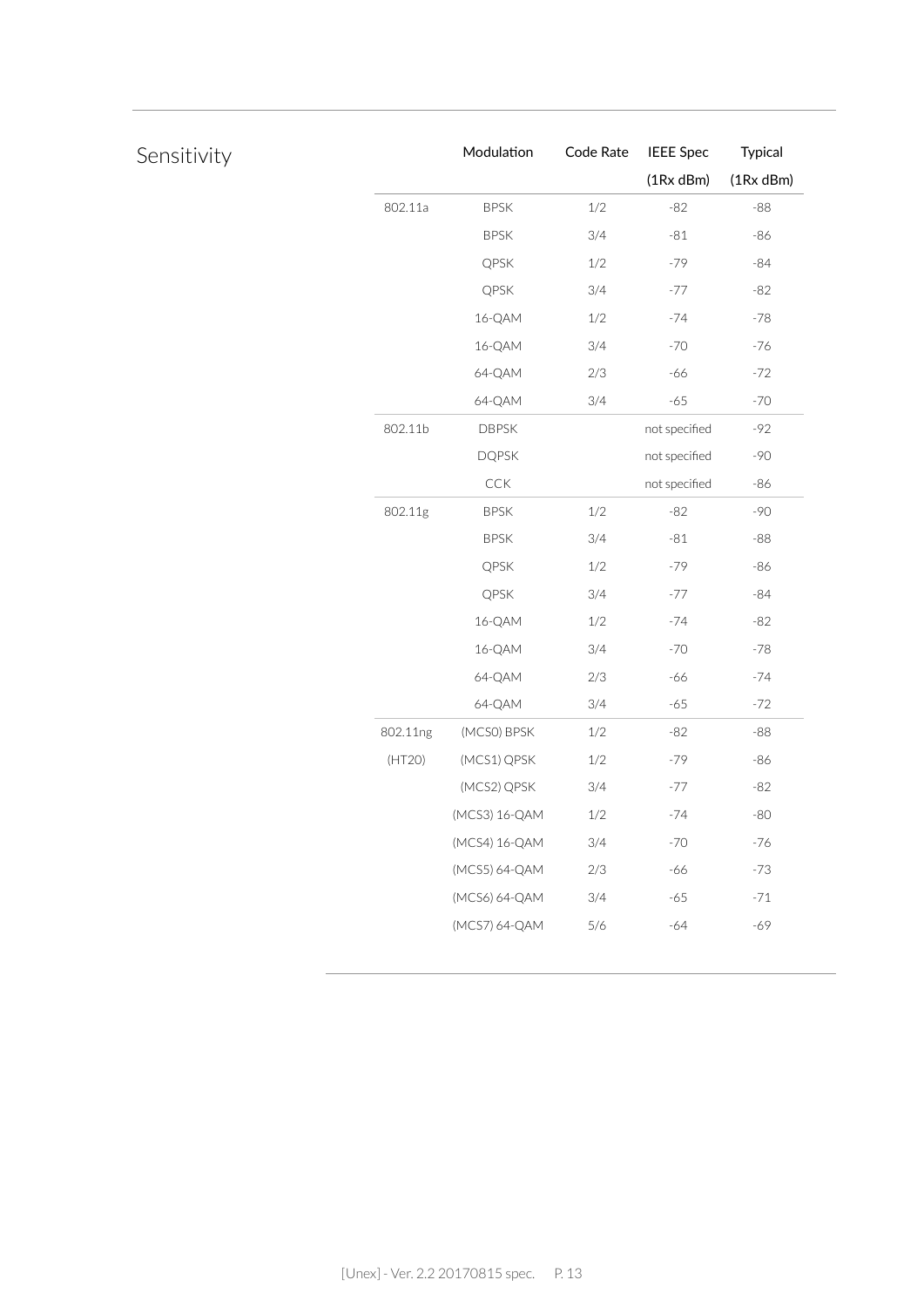## Sensitivity

| | Modulation | Code Rate | IEEE Spec (1Rx dBm) | Typical (1Rx dBm) |
|---|---|---|---|---|
| 802.11a | BPSK | 1/2 | -82 | -88 |
| | BPSK | 3/4 | -81 | -86 |
| | QPSK | 1/2 | -79 | -84 |
| | QPSK | 3/4 | -77 | -82 |
| | 16-QAM | 1/2 | -74 | -78 |
| | 16-QAM | 3/4 | -70 | -76 |
| | 64-QAM | 2/3 | -66 | -72 |
| | 64-QAM | 3/4 | -65 | -70 |
| 802.11b | DBPSK | | not specified | -92 |
| | DQPSK | | not specified | -90 |
| | CCK | | not specified | -86 |
| 802.11g | BPSK | 1/2 | -82 | -90 |
| | BPSK | 3/4 | -81 | -88 |
| | QPSK | 1/2 | -79 | -86 |
| | QPSK | 3/4 | -77 | -84 |
| | 16-QAM | 1/2 | -74 | -82 |
| | 16-QAM | 3/4 | -70 | -78 |
| | 64-QAM | 2/3 | -66 | -74 |
| | 64-QAM | 3/4 | -65 | -72 |
| 802.11ng | (MCS0) BPSK | 1/2 | -82 | -88 |
| (HT20) | (MCS1) QPSK | 1/2 | -79 | -86 |
| | (MCS2) QPSK | 3/4 | -77 | -82 |
| | (MCS3) 16-QAM | 1/2 | -74 | -80 |
| | (MCS4) 16-QAM | 3/4 | -70 | -76 |
| | (MCS5) 64-QAM | 2/3 | -66 | -73 |
| | (MCS6) 64-QAM | 3/4 | -65 | -71 |
| | (MCS7) 64-QAM | 5/6 | -64 | -69 |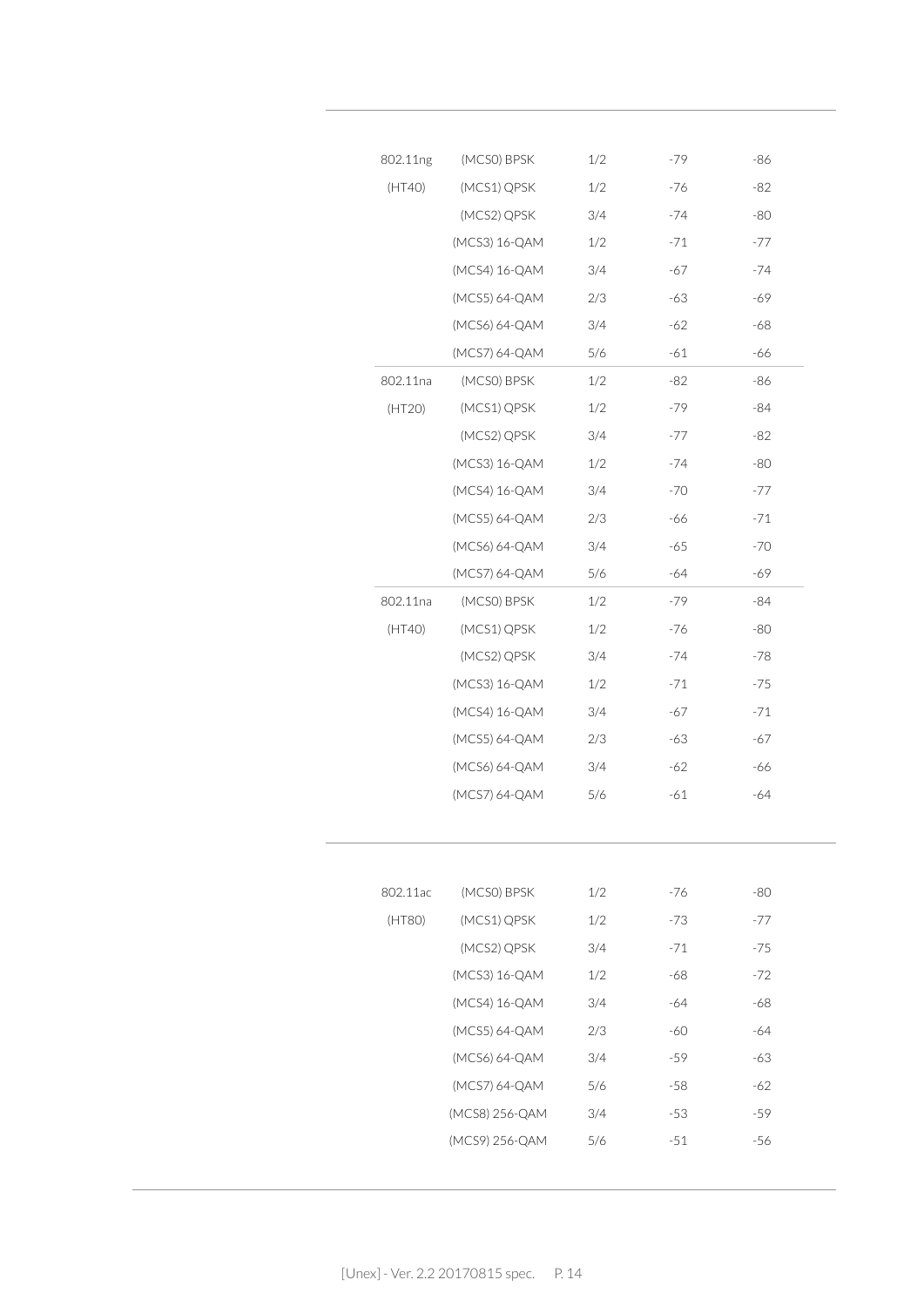| | | | | |
|---|---|---|---|---|
| 802.11ng | (MCS0) BPSK | 1/2 | -79 | -86 |
| (HT40) | (MCS1) QPSK | 1/2 | -76 | -82 |
| | (MCS2) QPSK | 3/4 | -74 | -80 |
| | (MCS3) 16-QAM | 1/2 | -71 | -77 |
| | (MCS4) 16-QAM | 3/4 | -67 | -74 |
| | (MCS5) 64-QAM | 2/3 | -63 | -69 |
| | (MCS6) 64-QAM | 3/4 | -62 | -68 |
| | (MCS7) 64-QAM | 5/6 | -61 | -66 |
| 802.11na | (MCS0) BPSK | 1/2 | -82 | -86 |
| (HT20) | (MCS1) QPSK | 1/2 | -79 | -84 |
| | (MCS2) QPSK | 3/4 | -77 | -82 |
| | (MCS3) 16-QAM | 1/2 | -74 | -80 |
| | (MCS4) 16-QAM | 3/4 | -70 | -77 |
| | (MCS5) 64-QAM | 2/3 | -66 | -71 |
| | (MCS6) 64-QAM | 3/4 | -65 | -70 |
| | (MCS7) 64-QAM | 5/6 | -64 | -69 |
| 802.11na | (MCS0) BPSK | 1/2 | -79 | -84 |
| (HT40) | (MCS1) QPSK | 1/2 | -76 | -80 |
| | (MCS2) QPSK | 3/4 | -74 | -78 |
| | (MCS3) 16-QAM | 1/2 | -71 | -75 |
| | (MCS4) 16-QAM | 3/4 | -67 | -71 |
| | (MCS5) 64-QAM | 2/3 | -63 | -67 |
| | (MCS6) 64-QAM | 3/4 | -62 | -66 |
| | (MCS7) 64-QAM | 5/6 | -61 | -64 |

| | | | | |
|---|---|---|---|---|
| 802.11ac | (MCS0) BPSK | 1/2 | -76 | -80 |
| (HT80) | (MCS1) QPSK | 1/2 | -73 | -77 |
| | (MCS2) QPSK | 3/4 | -71 | -75 |
| | (MCS3) 16-QAM | 1/2 | -68 | -72 |
| | (MCS4) 16-QAM | 3/4 | -64 | -68 |
| | (MCS5) 64-QAM | 2/3 | -60 | -64 |
| | (MCS6) 64-QAM | 3/4 | -59 | -63 |
| | (MCS7) 64-QAM | 5/6 | -58 | -62 |
| | (MCS8) 256-QAM | 3/4 | -53 | -59 |
| | (MCS9) 256-QAM | 5/6 | -51 | -56 |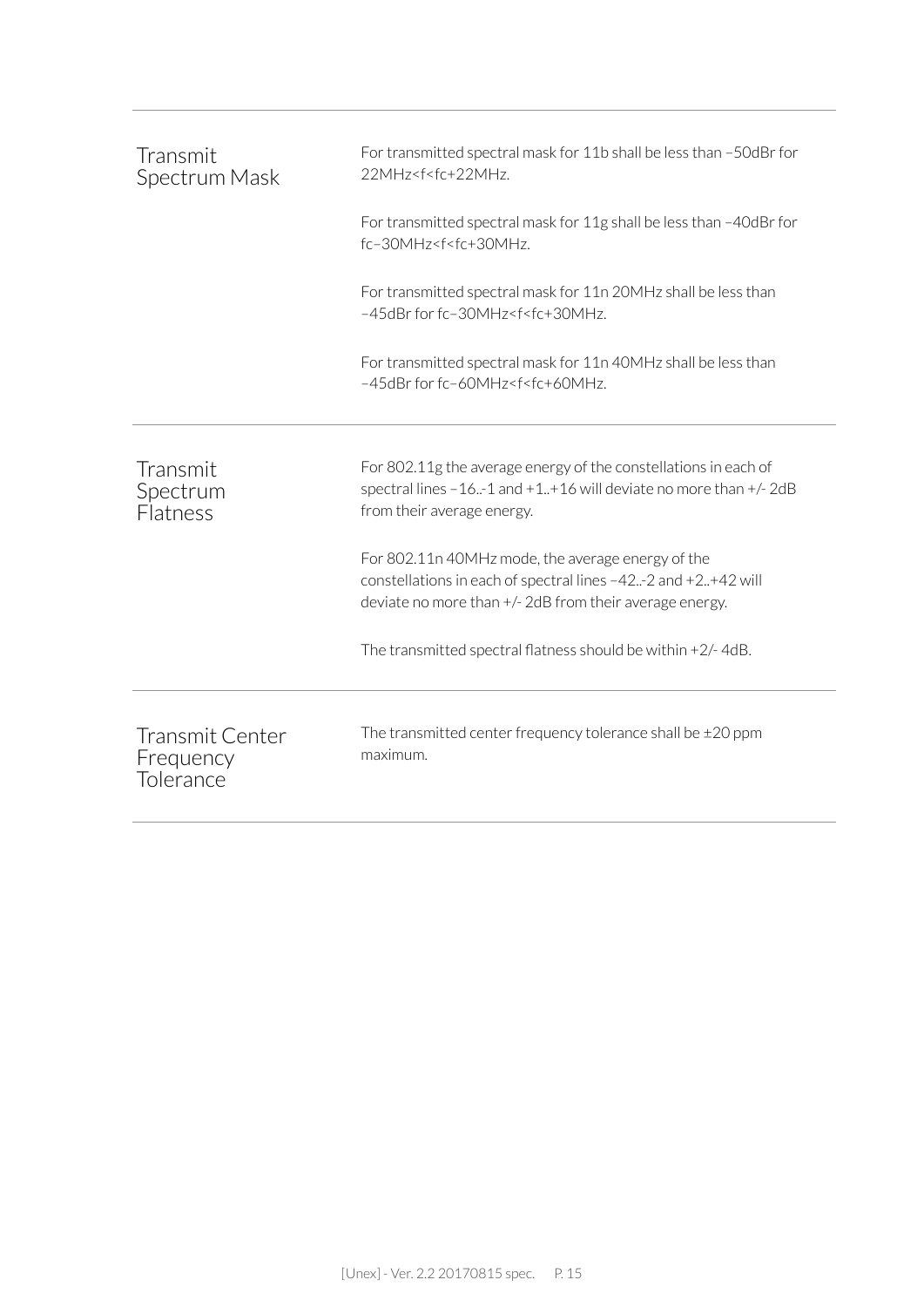| | |
|---|---|
| Transmit Spectrum Mask | For transmitted spectral mask for 11b shall be less than –50dBr for 22MHz<f<fc+22MHz.<br><br>For transmitted spectral mask for 11g shall be less than –40dBr for fc–30MHz<f<fc+30MHz.<br><br>For transmitted spectral mask for 11n 20MHz shall be less than –45dBr for fc–30MHz<f<fc+30MHz.<br><br>For transmitted spectral mask for 11n 40MHz shall be less than –45dBr for fc–60MHz<f<fc+60MHz. |
| Transmit Spectrum Flatness | For 802.11g the average energy of the constellations in each of spectral lines –16..-1 and +1..+16 will deviate no more than +/- 2dB from their average energy.<br><br>For 802.11n 40MHz mode, the average energy of the constellations in each of spectral lines –42..-2 and +2..+42 will deviate no more than +/- 2dB from their average energy.<br><br>The transmitted spectral flatness should be within +2/- 4dB. |
| Transmit Center Frequency Tolerance | The transmitted center frequency tolerance shall be ±20 ppm maximum. |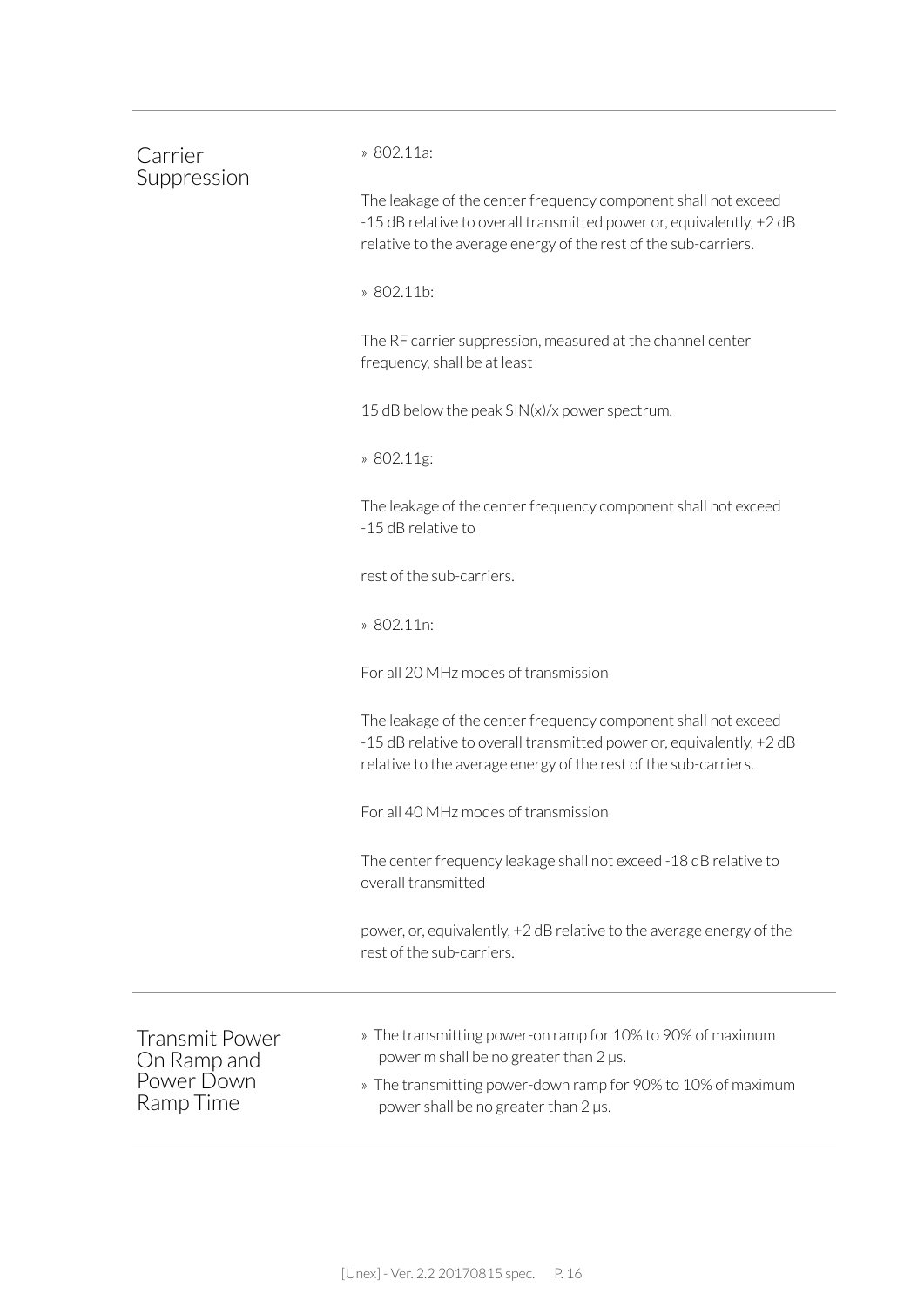## Carrier Suppression

» 802.11a:

The leakage of the center frequency component shall not exceed -15 dB relative to overall transmitted power or, equivalently, +2 dB relative to the average energy of the rest of the sub-carriers.

» 802.11b:

The RF carrier suppression, measured at the channel center frequency, shall be at least

15 dB below the peak SIN(x)/x power spectrum.

» 802.11g:

The leakage of the center frequency component shall not exceed -15 dB relative to

rest of the sub-carriers.

» 802.11n:

For all 20 MHz modes of transmission

The leakage of the center frequency component shall not exceed -15 dB relative to overall transmitted power or, equivalently, +2 dB relative to the average energy of the rest of the sub-carriers.

For all 40 MHz modes of transmission

The center frequency leakage shall not exceed -18 dB relative to overall transmitted

power, or, equivalently, +2 dB relative to the average energy of the rest of the sub-carriers.

## Transmit Power On Ramp and Power Down Ramp Time

» The transmitting power-on ramp for 10% to 90% of maximum power m shall be no greater than 2 μs.

» The transmitting power-down ramp for 90% to 10% of maximum power shall be no greater than 2 μs.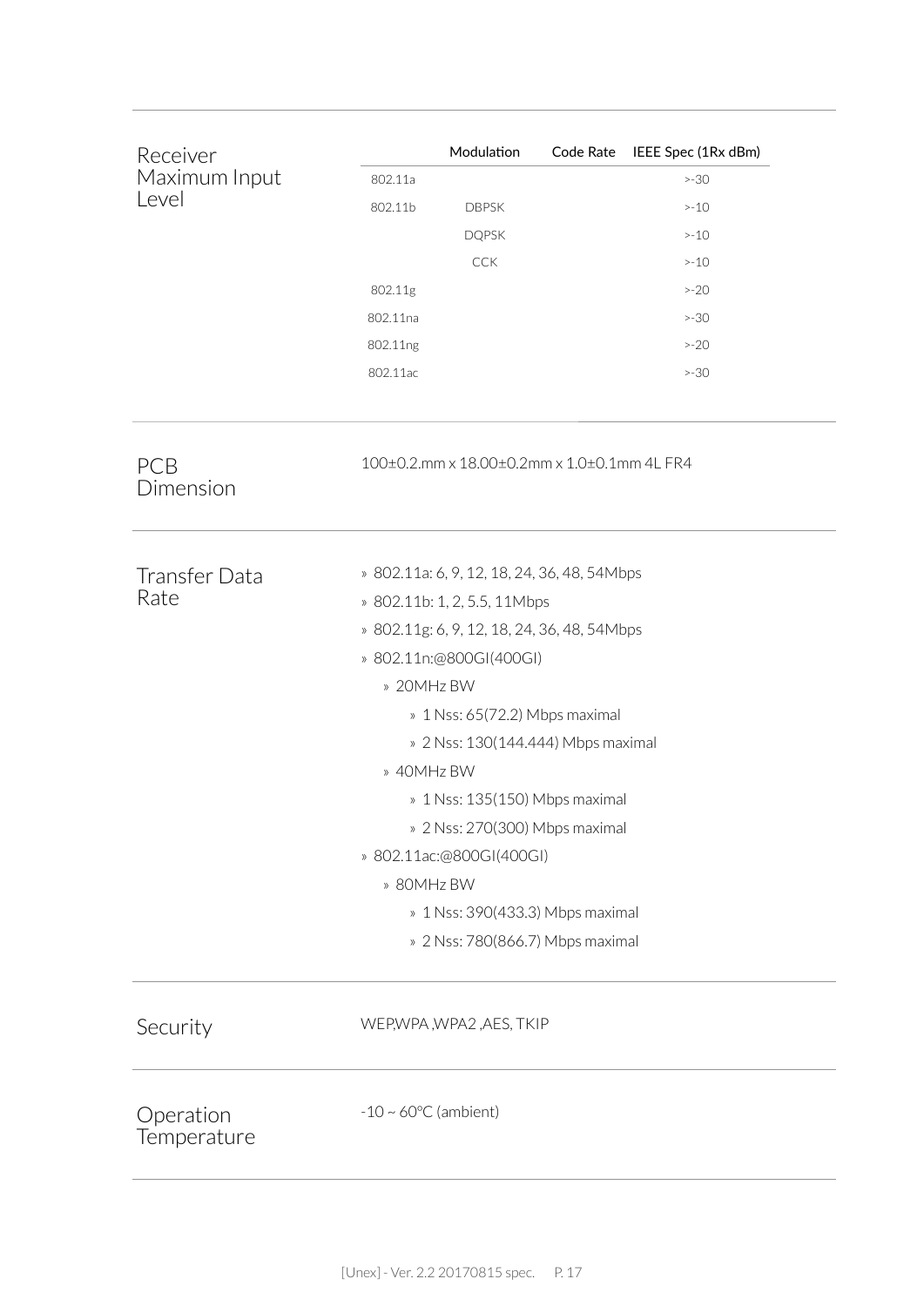## Receiver Maximum Input Level

| | Modulation | Code Rate | IEEE Spec (1Rx dBm) |
|---|---|---|---|
| 802.11a | | | >-30 |
| 802.11b | DBPSK | | >-10 |
| | DQPSK | | >-10 |
| | CCK | | >-10 |
| 802.11g | | | >-20 |
| 802.11na | | | >-30 |
| 802.11ng | | | >-20 |
| 802.11ac | | | >-30 |

## PCB Dimension

100±0.2.mm x 18.00±0.2mm x 1.0±0.1mm 4L FR4

## Transfer Data Rate

- 802.11a: 6, 9, 12, 18, 24, 36, 48, 54Mbps
- 802.11b: 1, 2, 5.5, 11Mbps
- 802.11g: 6, 9, 12, 18, 24, 36, 48, 54Mbps
- 802.11n:@800GI(400GI)
  - 20MHz BW
    - 1 Nss: 65(72.2) Mbps maximal
    - 2 Nss: 130(144.444) Mbps maximal
  - 40MHz BW
    - 1 Nss: 135(150) Mbps maximal
    - 2 Nss: 270(300) Mbps maximal
- 802.11ac:@800GI(400GI)
  - 80MHz BW
    - 1 Nss: 390(433.3) Mbps maximal
    - 2 Nss: 780(866.7) Mbps maximal

## Security

WEP,WPA ,WPA2 ,AES, TKIP

## Operation Temperature

-10 ~ 60ºC (ambient)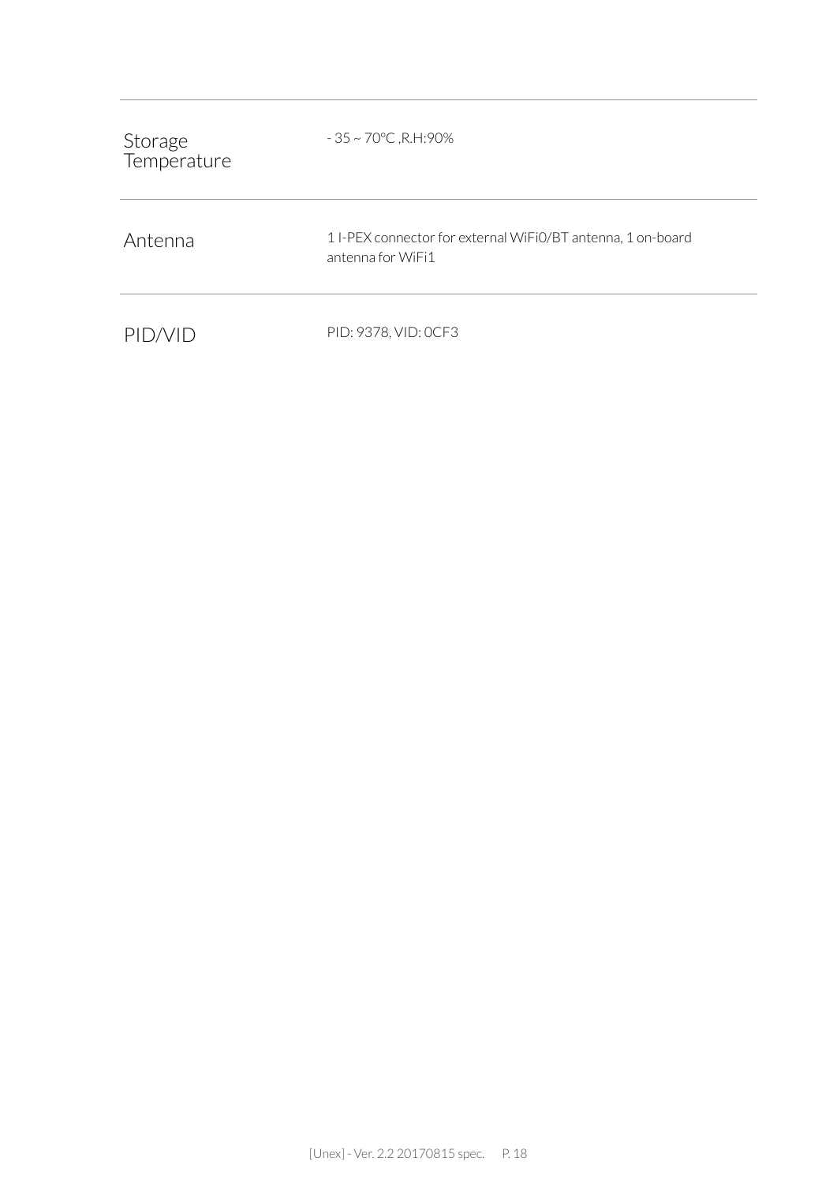| | |
|---|---|
| Storage Temperature | - 35 ~ 70°C ,R.H:90% |
| Antenna | 1 I-PEX connector for external WiFi0/BT antenna, 1 on-board antenna for WiFi1 |
| PID/VID | PID: 9378, VID: 0CF3 |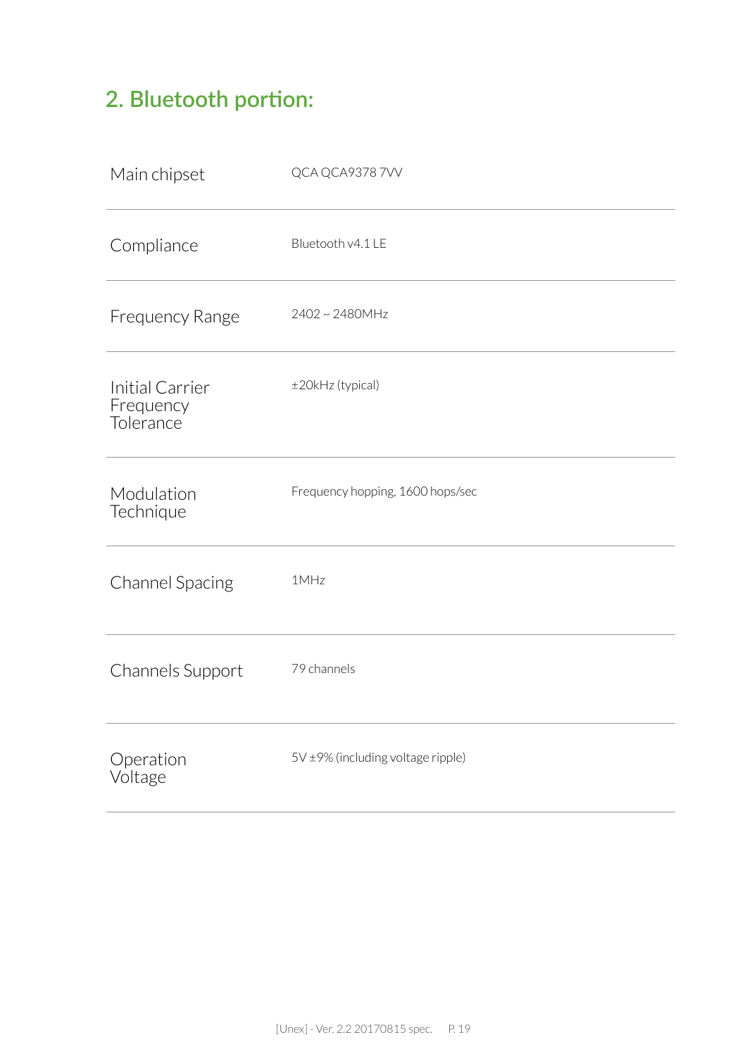## 2. Bluetooth portion:

| | |
|---|---|
| Main chipset | QCA QCA9378 7VV |
| Compliance | Bluetooth v4.1 LE |
| Frequency Range | 2402 ~ 2480MHz |
| Initial Carrier Frequency Tolerance | ±20kHz (typical) |
| Modulation Technique | Frequency hopping, 1600 hops/sec |
| Channel Spacing | 1MHz |
| Channels Support | 79 channels |
| Operation Voltage | 5V ±9% (including voltage ripple) |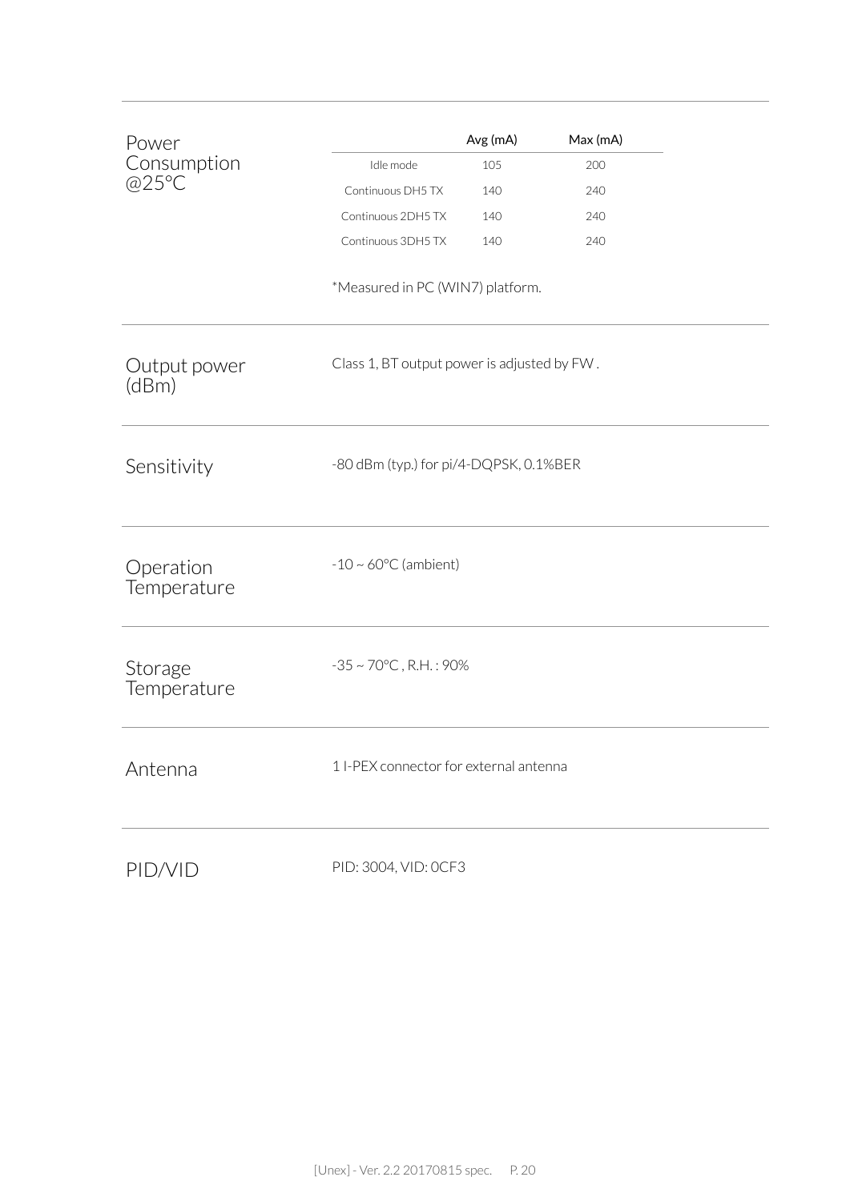### Power Consumption @25°C

| | Avg (mA) | Max (mA) |
|---|---|---|
| Idle mode | 105 | 200 |
| Continuous DH5 TX | 140 | 240 |
| Continuous 2DH5 TX | 140 | 240 |
| Continuous 3DH5 TX | 140 | 240 |

*Measured in PC (WIN7) platform.

### Output power (dBm)

Class 1, BT output power is adjusted by FW .

### Sensitivity

-80 dBm (typ.) for pi/4-DQPSK, 0.1%BER

### Operation Temperature

-10 ~ 60°C (ambient)

### Storage Temperature

-35 ~ 70°C , R.H. : 90%

### Antenna

1 I-PEX connector for external antenna

### PID/VID

PID: 3004, VID: 0CF3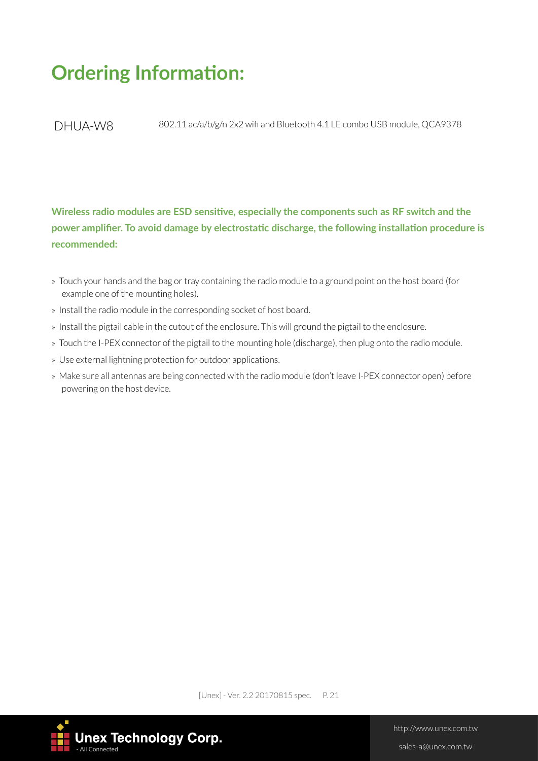## Ordering Information:

| | |
|---|---|
| DHUA-W8 | 802.11 ac/a/b/g/n 2x2 wifi and Bluetooth 4.1 LE combo USB module, QCA9378 |

**Wireless radio modules are ESD sensitive, especially the components such as RF switch and the power amplifier. To avoid damage by electrostatic discharge, the following installation procedure is recommended:**

- Touch your hands and the bag or tray containing the radio module to a ground point on the host board (for example one of the mounting holes).
- Install the radio module in the corresponding socket of host board.
- Install the pigtail cable in the cutout of the enclosure. This will ground the pigtail to the enclosure.
- Touch the I-PEX connector of the pigtail to the mounting hole (discharge), then plug onto the radio module.
- Use external lightning protection for outdoor applications.
- Make sure all antennas are being connected with the radio module (don't leave I-PEX connector open) before powering on the host device.